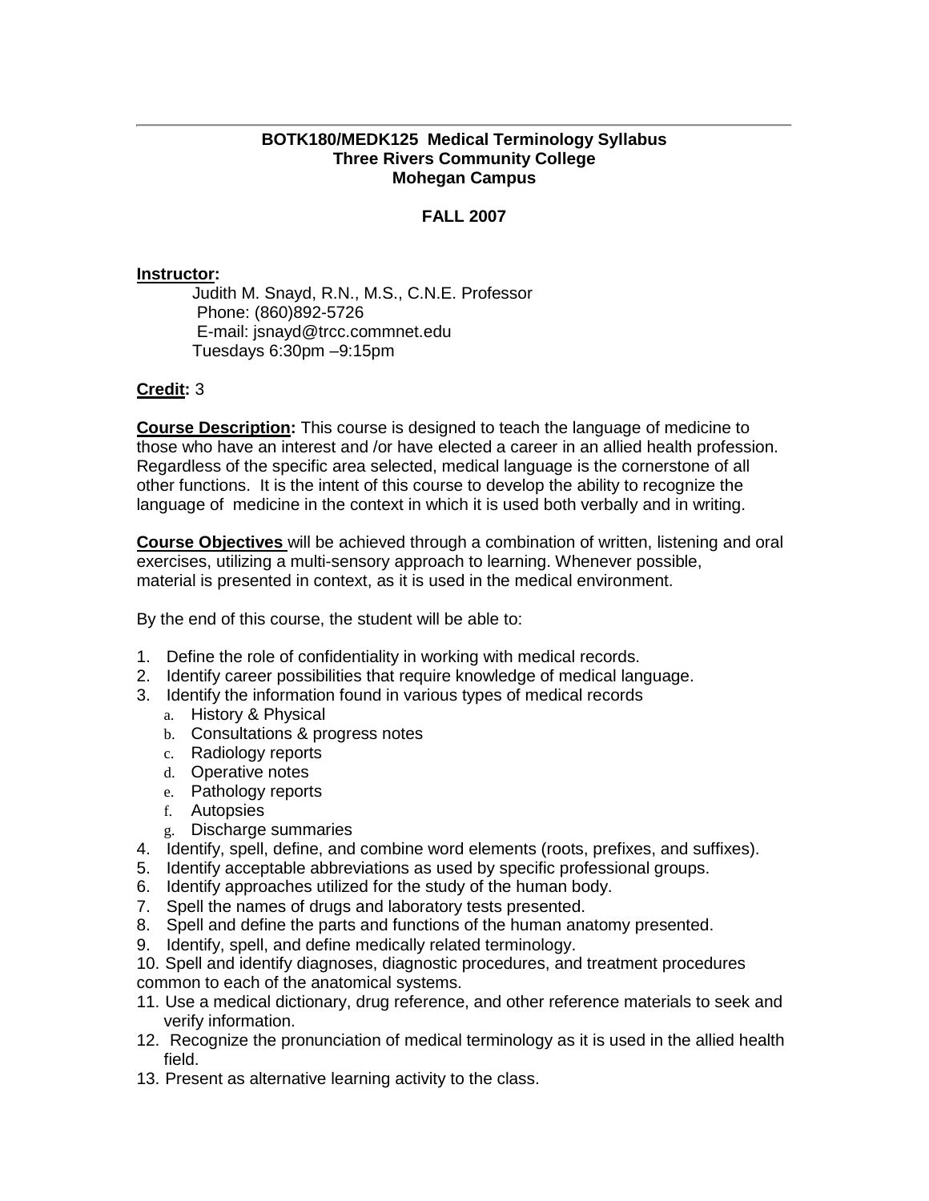**BOTK180/MEDK125 Medical Terminology Syllabus**
**Three Rivers Community College**
**Mohegan Campus**

**FALL 2007**

**Instructor:**

Judith M. Snayd, R.N., M.S., C.N.E. Professor
Phone: (860)892-5726
E-mail: jsnayd@trcc.commnet.edu
Tuesdays 6:30pm –9:15pm

**Credit:** 3

**Course Description:** This course is designed to teach the language of medicine to those who have an interest and /or have elected a career in an allied health profession. Regardless of the specific area selected, medical language is the cornerstone of all other functions. It is the intent of this course to develop the ability to recognize the language of medicine in the context in which it is used both verbally and in writing.

**Course Objectives** will be achieved through a combination of written, listening and oral exercises, utilizing a multi-sensory approach to learning. Whenever possible, material is presented in context, as it is used in the medical environment.

By the end of this course, the student will be able to:

1. Define the role of confidentiality in working with medical records.
2. Identify career possibilities that require knowledge of medical language.
3. Identify the information found in various types of medical records
   a. History & Physical
   b. Consultations & progress notes
   c. Radiology reports
   d. Operative notes
   e. Pathology reports
   f. Autopsies
   g. Discharge summaries
4. Identify, spell, define, and combine word elements (roots, prefixes, and suffixes).
5. Identify acceptable abbreviations as used by specific professional groups.
6. Identify approaches utilized for the study of the human body.
7. Spell the names of drugs and laboratory tests presented.
8. Spell and define the parts and functions of the human anatomy presented.
9. Identify, spell, and define medically related terminology.
10. Spell and identify diagnoses, diagnostic procedures, and treatment procedures common to each of the anatomical systems.
11. Use a medical dictionary, drug reference, and other reference materials to seek and verify information.
12. Recognize the pronunciation of medical terminology as it is used in the allied health field.
13. Present as alternative learning activity to the class.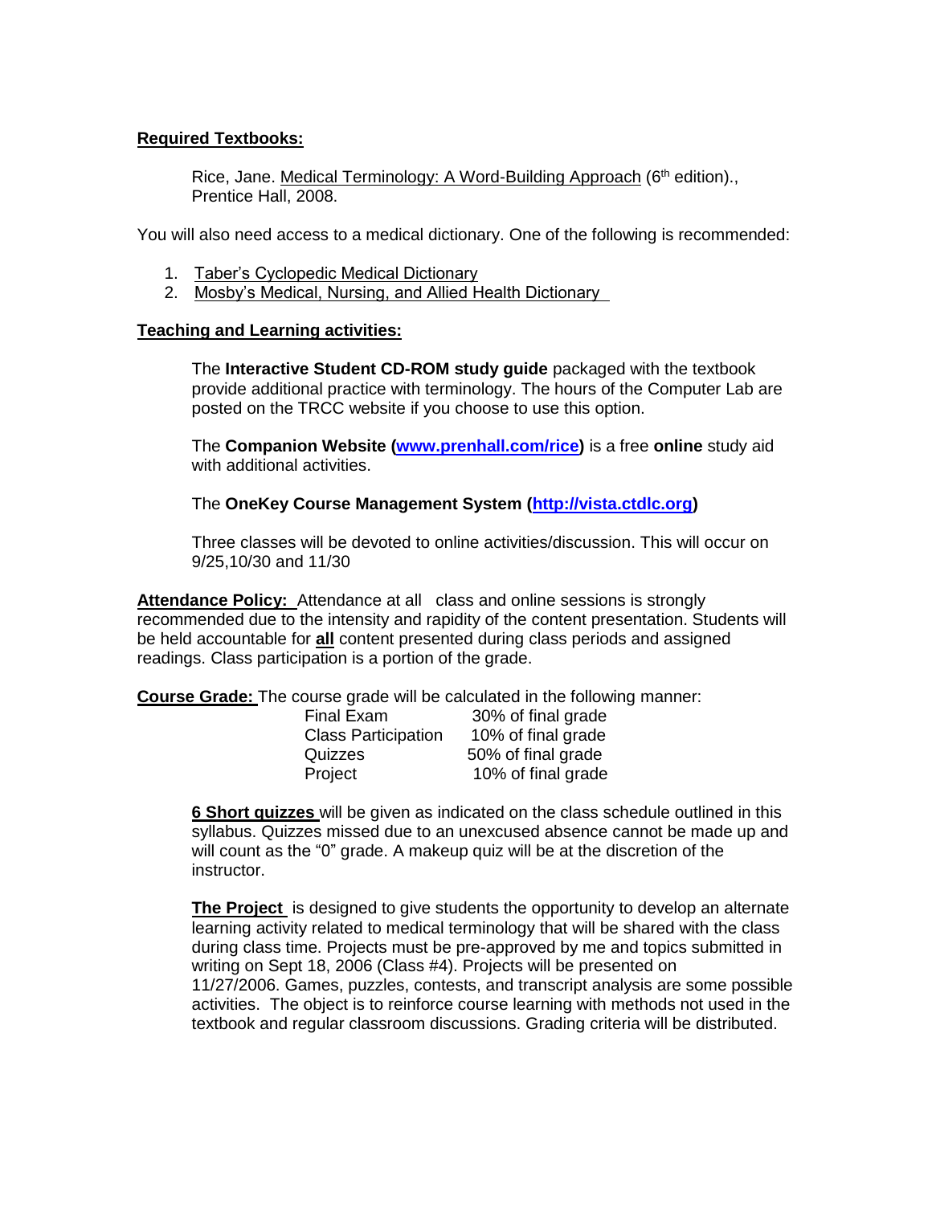**Required Textbooks:**

Rice, Jane. Medical Terminology: A Word-Building Approach (6th edition)., Prentice Hall, 2008.

You will also need access to a medical dictionary. One of the following is recommended:

1. Taber's Cyclopedic Medical Dictionary
2. Mosby's Medical, Nursing, and Allied Health Dictionary

**Teaching and Learning activities:**

The **Interactive Student CD-ROM study guide** packaged with the textbook provide additional practice with terminology. The hours of the Computer Lab are posted on the TRCC website if you choose to use this option.

The **Companion Website (www.prenhall.com/rice)** is a free **online** study aid with additional activities.

The **OneKey Course Management System (http://vista.ctdlc.org)**

Three classes will be devoted to online activities/discussion. This will occur on 9/25,10/30 and 11/30

**Attendance Policy:** Attendance at all class and online sessions is strongly recommended due to the intensity and rapidity of the content presentation. Students will be held accountable for **all** content presented during class periods and assigned readings. Class participation is a portion of the grade.

**Course Grade:** The course grade will be calculated in the following manner:

| Component | Weight |
| --- | --- |
| Final Exam | 30% of final grade |
| Class Participation | 10% of final grade |
| Quizzes | 50% of final grade |
| Project | 10% of final grade |

**6 Short quizzes** will be given as indicated on the class schedule outlined in this syllabus. Quizzes missed due to an unexcused absence cannot be made up and will count as the "0" grade. A makeup quiz will be at the discretion of the instructor.

**The Project** is designed to give students the opportunity to develop an alternate learning activity related to medical terminology that will be shared with the class during class time. Projects must be pre-approved by me and topics submitted in writing on Sept 18, 2006 (Class #4). Projects will be presented on 11/27/2006. Games, puzzles, contests, and transcript analysis are some possible activities. The object is to reinforce course learning with methods not used in the textbook and regular classroom discussions. Grading criteria will be distributed.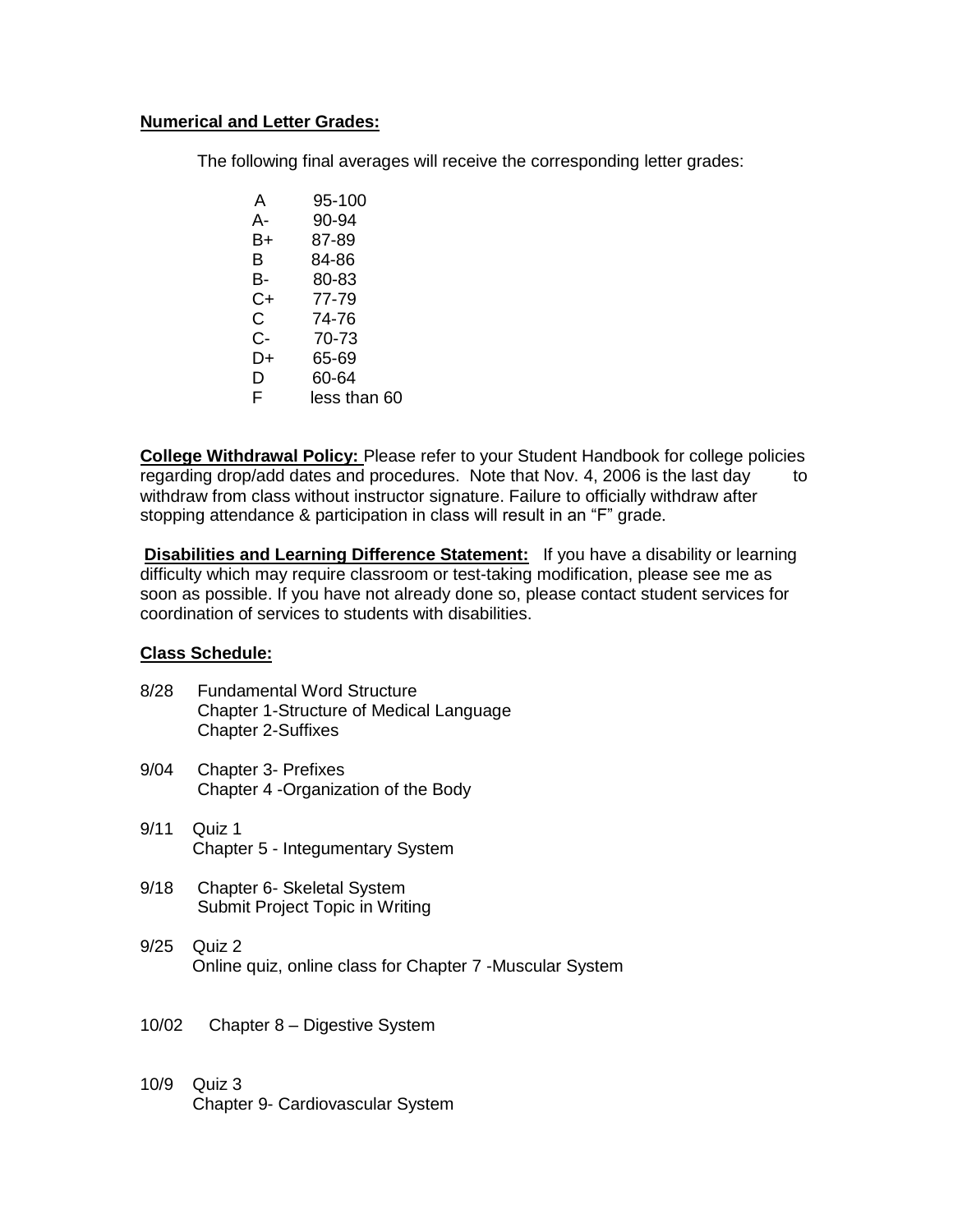**Numerical and Letter Grades:**

The following final averages will receive the corresponding letter grades:

| | |
|---|---|
| A | 95-100 |
| A- | 90-94 |
| B+ | 87-89 |
| B | 84-86 |
| B- | 80-83 |
| C+ | 77-79 |
| C | 74-76 |
| C- | 70-73 |
| D+ | 65-69 |
| D | 60-64 |
| F | less than 60 |

**College Withdrawal Policy:** Please refer to your Student Handbook for college policies regarding drop/add dates and procedures. Note that Nov. 4, 2006 is the last day to withdraw from class without instructor signature. Failure to officially withdraw after stopping attendance & participation in class will result in an "F" grade.

**Disabilities and Learning Difference Statement:** If you have a disability or learning difficulty which may require classroom or test-taking modification, please see me as soon as possible. If you have not already done so, please contact student services for coordination of services to students with disabilities.

**Class Schedule:**

8/28 Fundamental Word Structure
Chapter 1-Structure of Medical Language
Chapter 2-Suffixes

9/04 Chapter 3- Prefixes
Chapter 4 -Organization of the Body

9/11 Quiz 1
Chapter 5 - Integumentary System

9/18 Chapter 6- Skeletal System
Submit Project Topic in Writing

9/25 Quiz 2
Online quiz, online class for Chapter 7 -Muscular System

10/02 Chapter 8 – Digestive System

10/9 Quiz 3
Chapter 9- Cardiovascular System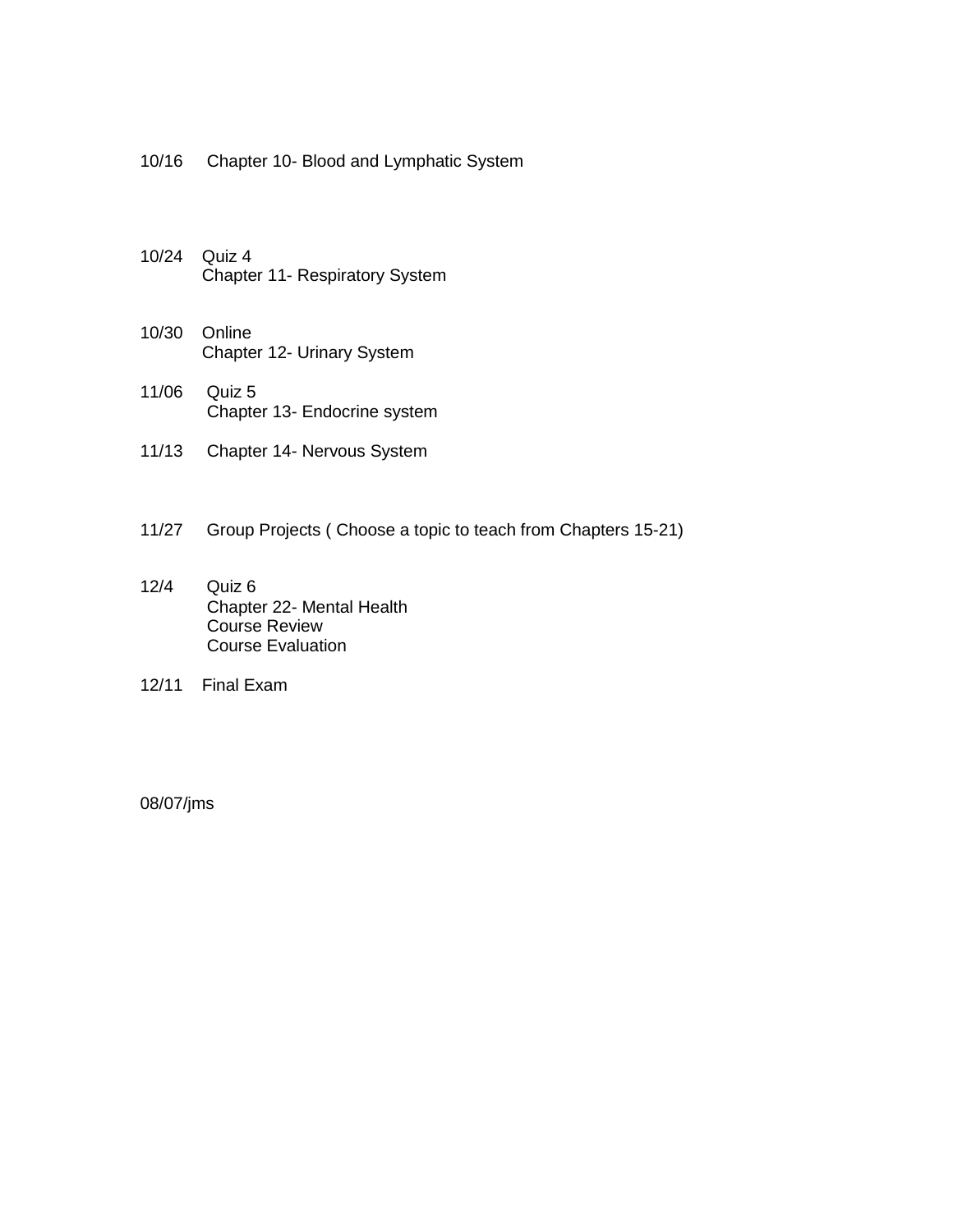10/16 Chapter 10- Blood and Lymphatic System

10/24 Quiz 4
Chapter 11- Respiratory System

10/30 Online
Chapter 12- Urinary System

11/06 Quiz 5
Chapter 13- Endocrine system

11/13 Chapter 14- Nervous System

11/27 Group Projects ( Choose a topic to teach from Chapters 15-21)

12/4 Quiz 6
Chapter 22- Mental Health
Course Review
Course Evaluation

12/11 Final Exam

08/07/jms